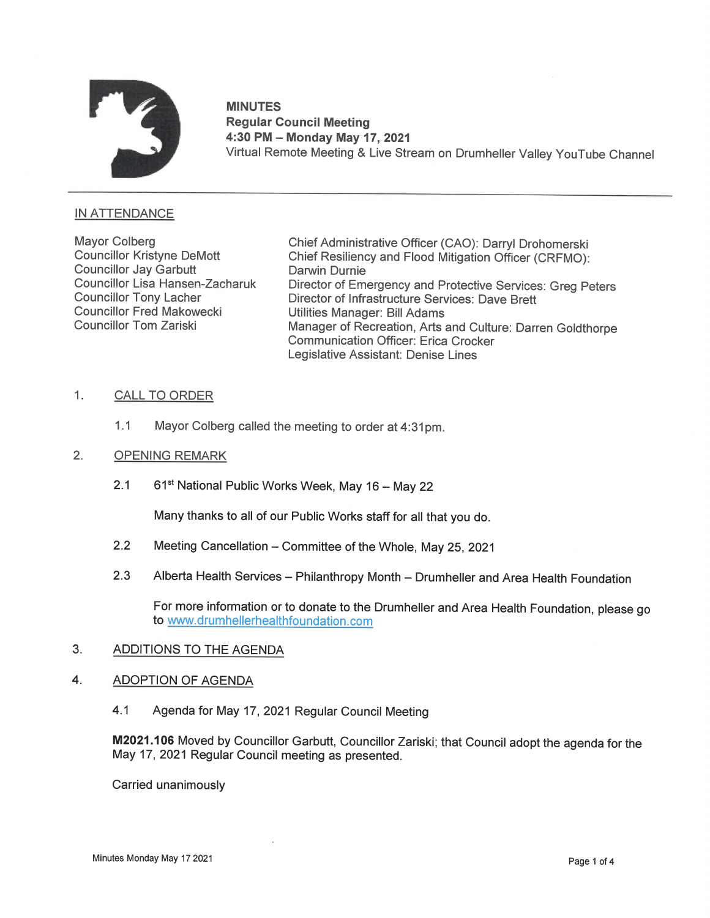**MINUTES**
**Regular Council Meeting**
**4:30 PM – Monday May 17, 2021**
Virtual Remote Meeting & Live Stream on Drumheller Valley YouTube Channel

---

## IN ATTENDANCE

Mayor Colberg
Councillor Kristyne DeMott
Councillor Jay Garbutt
Councillor Lisa Hansen-Zacharuk
Councillor Tony Lacher
Councillor Fred Makowecki
Councillor Tom Zariski

Chief Administrative Officer (CAO): Darryl Drohomerski
Chief Resiliency and Flood Mitigation Officer (CRFMO): Darwin Durnie
Director of Emergency and Protective Services: Greg Peters
Director of Infrastructure Services: Dave Brett
Utilities Manager: Bill Adams
Manager of Recreation, Arts and Culture: Darren Goldthorpe
Communication Officer: Erica Crocker
Legislative Assistant: Denise Lines

## 1. CALL TO ORDER

1.1 Mayor Colberg called the meeting to order at 4:31pm.

## 2. OPENING REMARK

2.1 61st National Public Works Week, May 16 – May 22

Many thanks to all of our Public Works staff for all that you do.

2.2 Meeting Cancellation – Committee of the Whole, May 25, 2021

2.3 Alberta Health Services – Philanthropy Month – Drumheller and Area Health Foundation

For more information or to donate to the Drumheller and Area Health Foundation, please go to www.drumhellerhealthfoundation.com

## 3. ADDITIONS TO THE AGENDA

## 4. ADOPTION OF AGENDA

4.1 Agenda for May 17, 2021 Regular Council Meeting

**M2021.106** Moved by Councillor Garbutt, Councillor Zariski; that Council adopt the agenda for the May 17, 2021 Regular Council meeting as presented.

Carried unanimously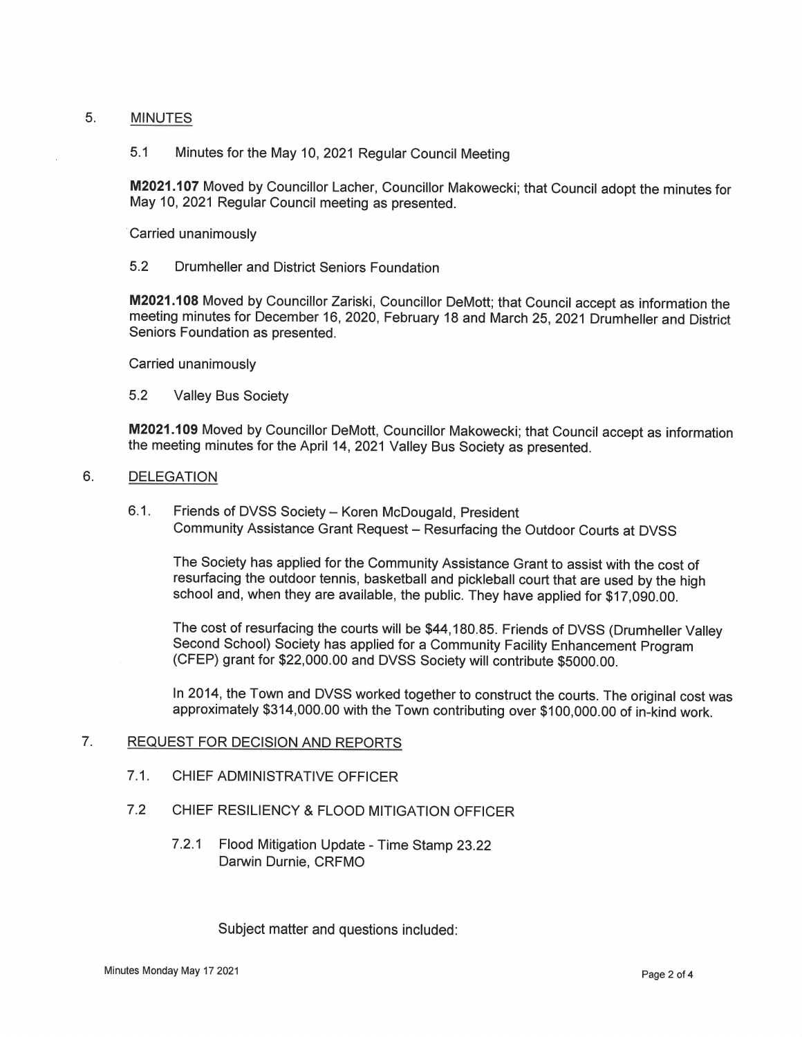## 5. MINUTES

### 5.1 Minutes for the May 10, 2021 Regular Council Meeting

**M2021.107** Moved by Councillor Lacher, Councillor Makowecki; that Council adopt the minutes for May 10, 2021 Regular Council meeting as presented.

Carried unanimously

### 5.2 Drumheller and District Seniors Foundation

**M2021.108** Moved by Councillor Zariski, Councillor DeMott; that Council accept as information the meeting minutes for December 16, 2020, February 18 and March 25, 2021 Drumheller and District Seniors Foundation as presented.

Carried unanimously

### 5.2 Valley Bus Society

**M2021.109** Moved by Councillor DeMott, Councillor Makowecki; that Council accept as information the meeting minutes for the April 14, 2021 Valley Bus Society as presented.

## 6. DELEGATION

### 6.1. Friends of DVSS Society – Koren McDougald, President
Community Assistance Grant Request – Resurfacing the Outdoor Courts at DVSS

The Society has applied for the Community Assistance Grant to assist with the cost of resurfacing the outdoor tennis, basketball and pickleball court that are used by the high school and, when they are available, the public. They have applied for $17,090.00.

The cost of resurfacing the courts will be $44,180.85. Friends of DVSS (Drumheller Valley Second School) Society has applied for a Community Facility Enhancement Program (CFEP) grant for $22,000.00 and DVSS Society will contribute $5000.00.

In 2014, the Town and DVSS worked together to construct the courts. The original cost was approximately $314,000.00 with the Town contributing over $100,000.00 of in-kind work.

## 7. REQUEST FOR DECISION AND REPORTS

### 7.1. CHIEF ADMINISTRATIVE OFFICER

### 7.2 CHIEF RESILIENCY & FLOOD MITIGATION OFFICER

#### 7.2.1 Flood Mitigation Update - Time Stamp 23.22
Darwin Durnie, CRFMO

Subject matter and questions included: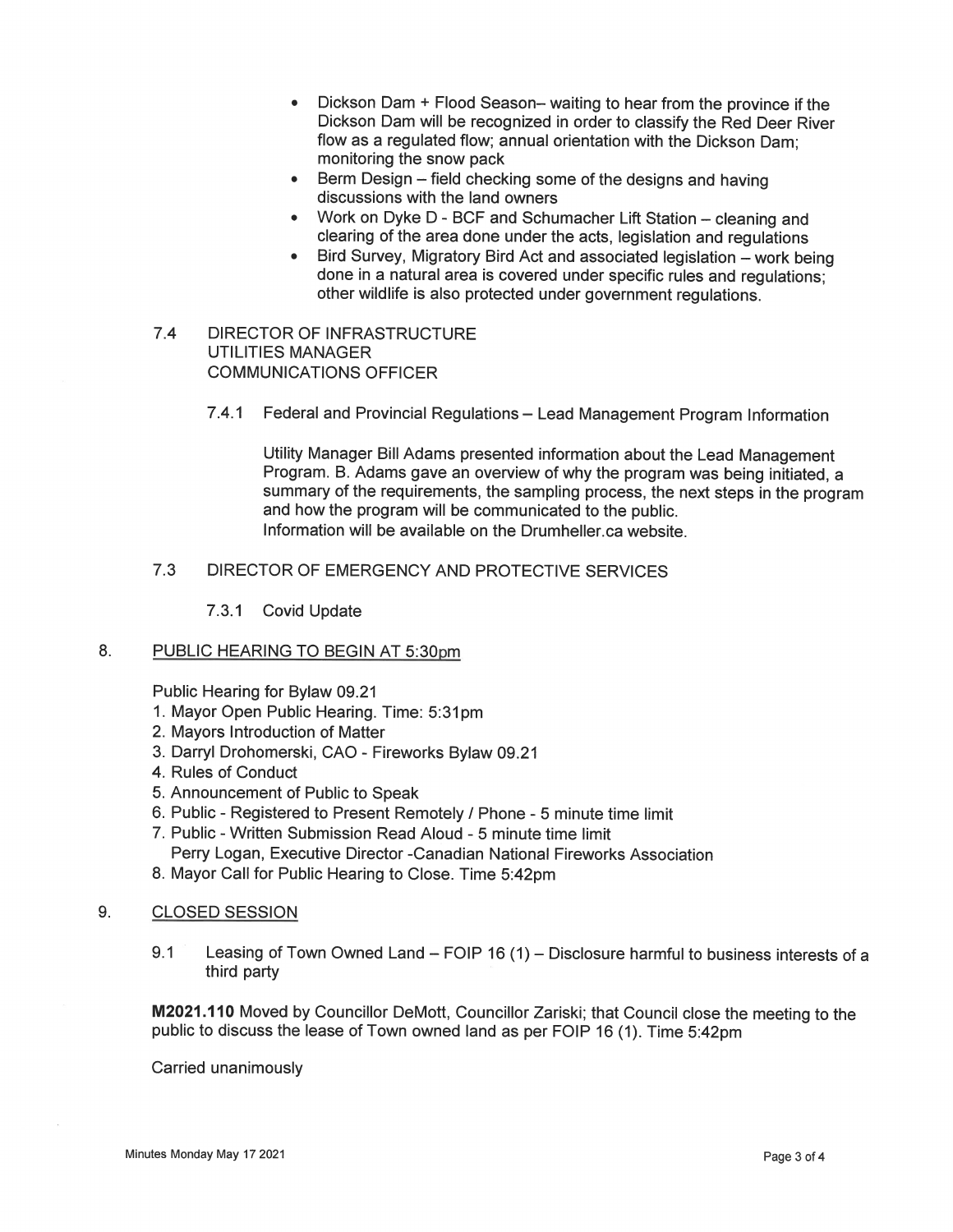- Dickson Dam + Flood Season– waiting to hear from the province if the Dickson Dam will be recognized in order to classify the Red Deer River flow as a regulated flow; annual orientation with the Dickson Dam; monitoring the snow pack
- Berm Design – field checking some of the designs and having discussions with the land owners
- Work on Dyke D - BCF and Schumacher Lift Station – cleaning and clearing of the area done under the acts, legislation and regulations
- Bird Survey, Migratory Bird Act and associated legislation – work being done in a natural area is covered under specific rules and regulations; other wildlife is also protected under government regulations.

7.4 DIRECTOR OF INFRASTRUCTURE
UTILITIES MANAGER
COMMUNICATIONS OFFICER

7.4.1 Federal and Provincial Regulations – Lead Management Program Information

Utility Manager Bill Adams presented information about the Lead Management Program. B. Adams gave an overview of why the program was being initiated, a summary of the requirements, the sampling process, the next steps in the program and how the program will be communicated to the public.
Information will be available on the Drumheller.ca website.

7.3 DIRECTOR OF EMERGENCY AND PROTECTIVE SERVICES

7.3.1 Covid Update

8. <u>PUBLIC HEARING TO BEGIN AT 5:30pm</u>

Public Hearing for Bylaw 09.21

1. Mayor Open Public Hearing. Time: 5:31pm
2. Mayors Introduction of Matter
3. Darryl Drohomerski, CAO - Fireworks Bylaw 09.21
4. Rules of Conduct
5. Announcement of Public to Speak
6. Public - Registered to Present Remotely / Phone - 5 minute time limit
7. Public - Written Submission Read Aloud - 5 minute time limit
   Perry Logan, Executive Director -Canadian National Fireworks Association
8. Mayor Call for Public Hearing to Close. Time 5:42pm

9. <u>CLOSED SESSION</u>

9.1 Leasing of Town Owned Land – FOIP 16 (1) – Disclosure harmful to business interests of a third party

**M2021.110** Moved by Councillor DeMott, Councillor Zariski; that Council close the meeting to the public to discuss the lease of Town owned land as per FOIP 16 (1). Time 5:42pm

Carried unanimously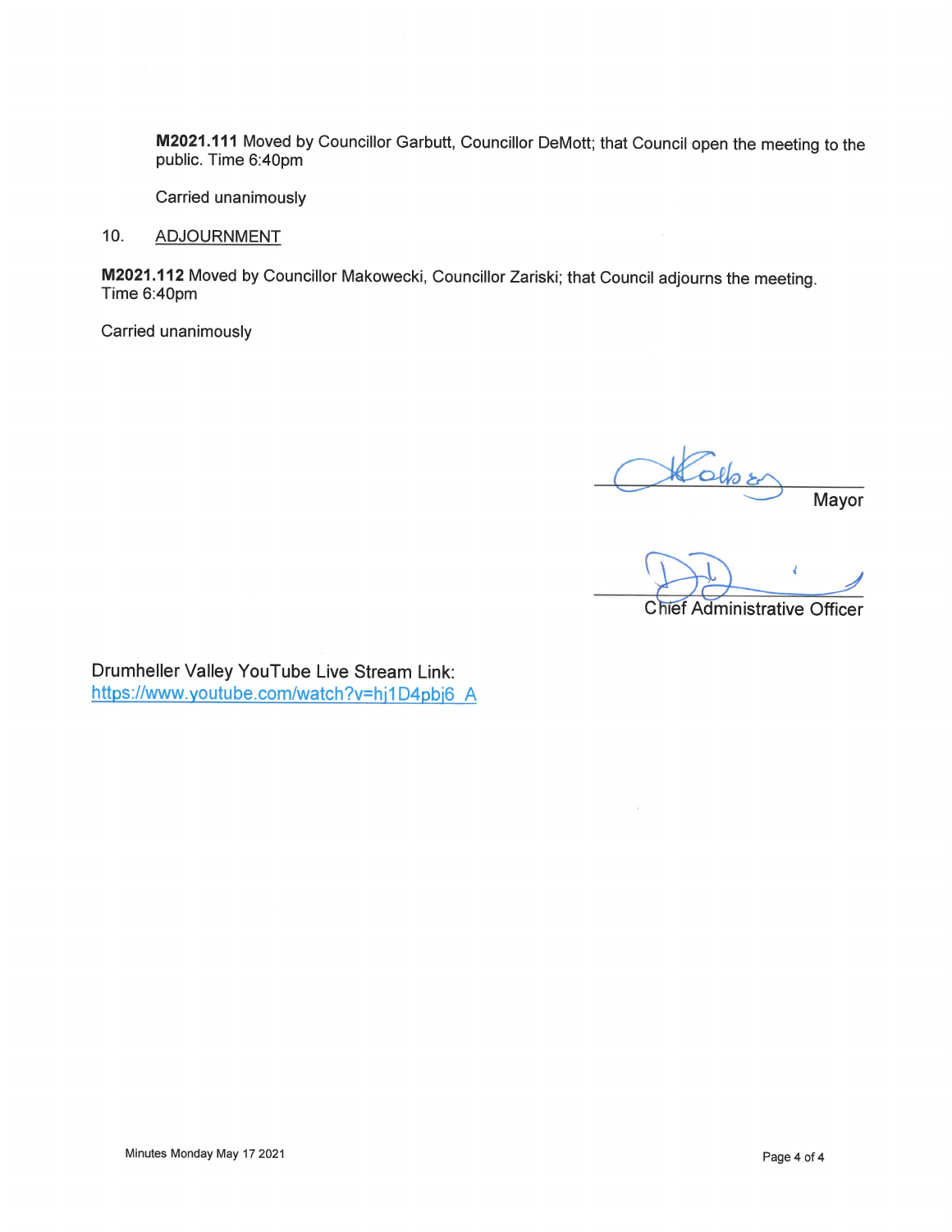**M2021.111** Moved by Councillor Garbutt, Councillor DeMott; that Council open the meeting to the public. Time 6:40pm

Carried unanimously

## 10. ADJOURNMENT

**M2021.112** Moved by Councillor Makowecki, Councillor Zariski; that Council adjourns the meeting. Time 6:40pm

Carried unanimously

Mayor

Chief Administrative Officer

Drumheller Valley YouTube Live Stream Link:
https://www.youtube.com/watch?v=hj1D4pbj6_A

Minutes Monday May 17 2021